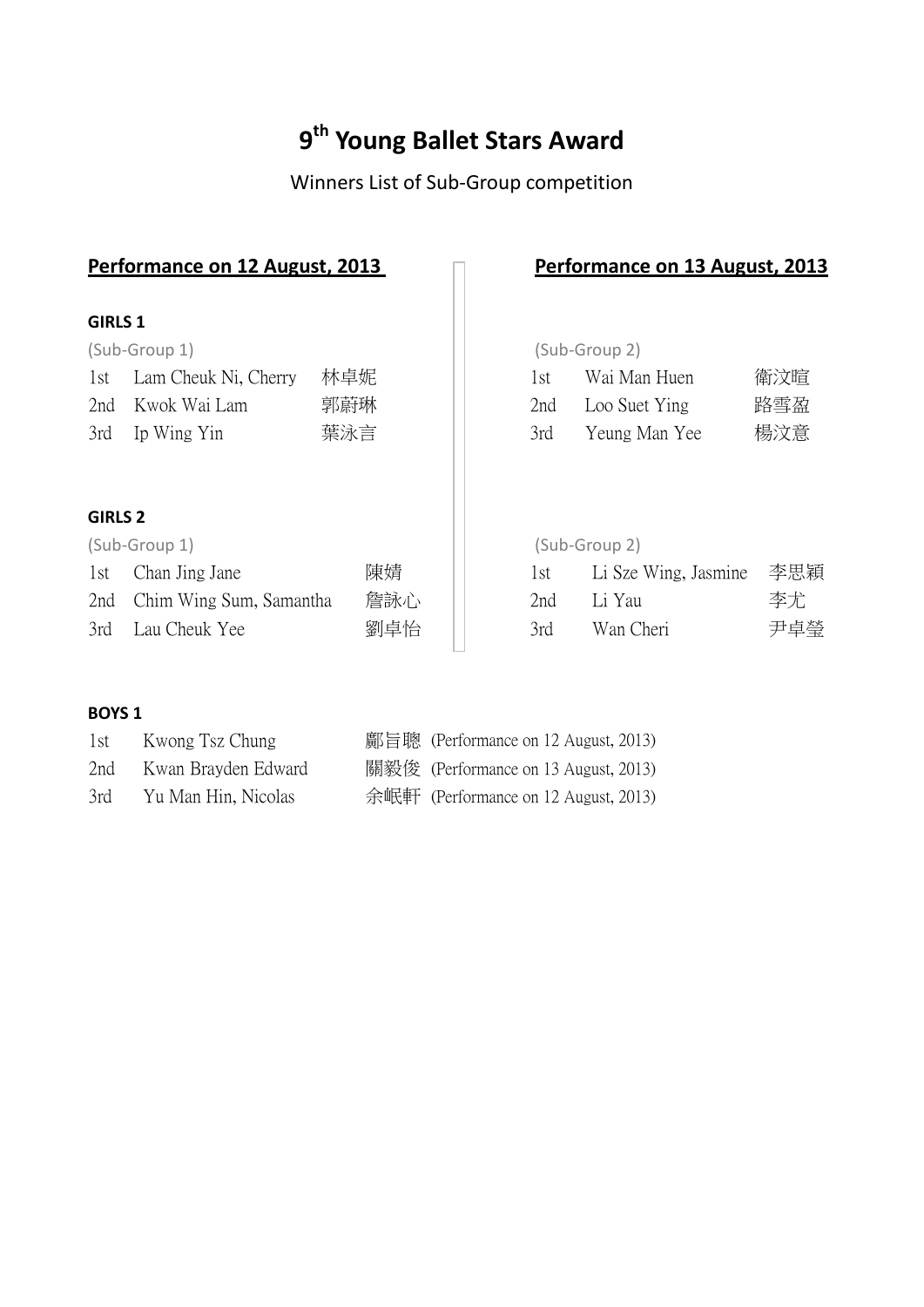# 9th Young Ballet Stars Award

Winners List of Sub-Group competition

## Performance on 12 August, 2013

**GIRLS 1**

(Sub-Group 1)

| | | |
|---|---|---|
| 1st | Lam Cheuk Ni, Cherry | 林卓妮 |
| 2nd | Kwok Wai Lam | 郭蔚琳 |
| 3rd | Ip Wing Yin | 葉泳言 |

**GIRLS 2**

(Sub-Group 1)

| | | |
|---|---|---|
| 1st | Chan Jing Jane | 陳婧 |
| 2nd | Chim Wing Sum, Samantha | 詹詠心 |
| 3rd | Lau Cheuk Yee | 劉卓怡 |

## Performance on 13 August, 2013

**GIRLS 1**

(Sub-Group 2)

| | | |
|---|---|---|
| 1st | Wai Man Huen | 衛汶暄 |
| 2nd | Loo Suet Ying | 路雪盈 |
| 3rd | Yeung Man Yee | 楊汶意 |

**GIRLS 2**

(Sub-Group 2)

| | | |
|---|---|---|
| 1st | Li Sze Wing, Jasmine | 李思穎 |
| 2nd | Li Yau | 李尤 |
| 3rd | Wan Cheri | 尹卓瑩 |

**BOYS 1**

| | | | |
|---|---|---|---|
| 1st | Kwong Tsz Chung | 鄺旨聰 | (Performance on 12 August, 2013) |
| 2nd | Kwan Brayden Edward | 關毅俊 | (Performance on 13 August, 2013) |
| 3rd | Yu Man Hin, Nicolas | 余岷軒 | (Performance on 12 August, 2013) |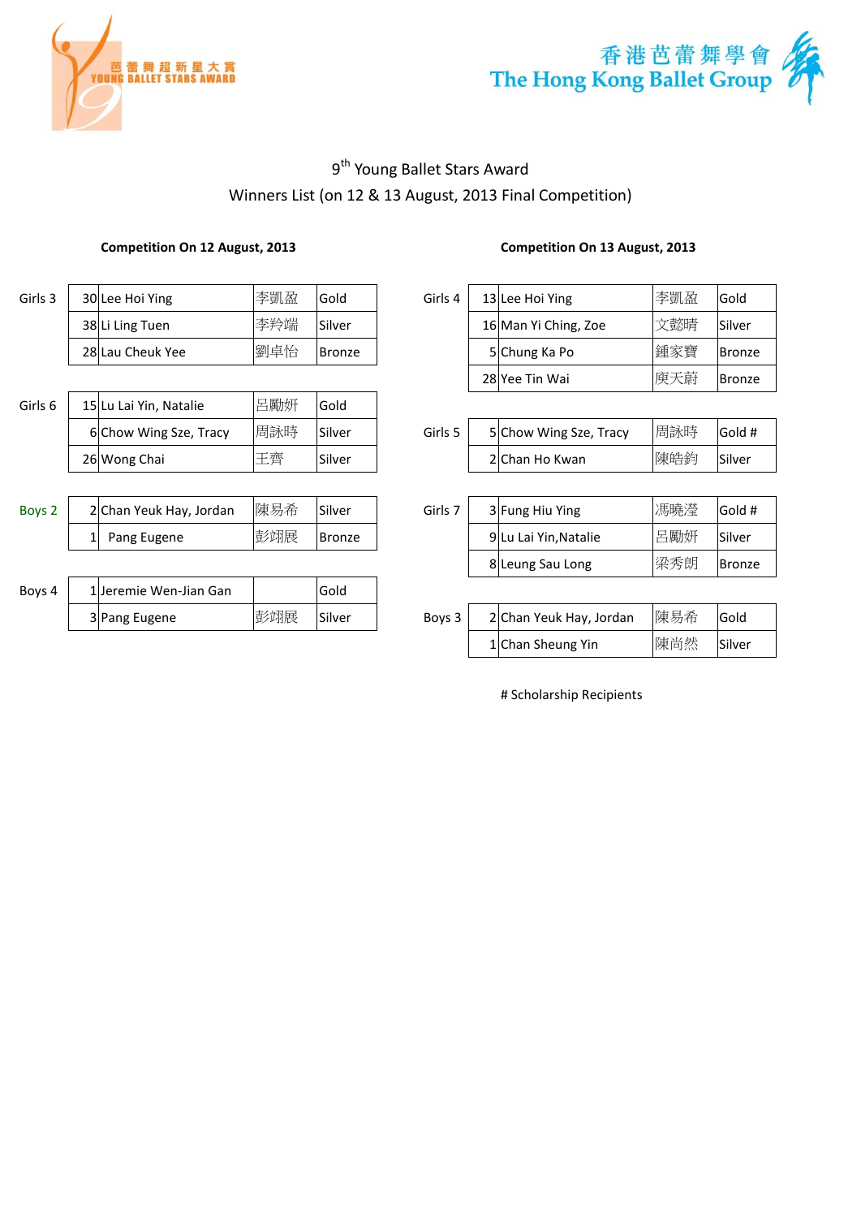芭蕾舞超新星大賞
YOUNG BALLET STARS AWARD

香港芭蕾舞學會
The Hong Kong Ballet Group

9th Young Ballet Stars Award

Winners List (on 12 & 13 August, 2013 Final Competition)

**Competition On 12 August, 2013**

| Category | No. | Name | Chinese Name | Award |
|---|---|---|---|---|
| Girls 3 | 30 | Lee Hoi Ying | 李凱盈 | Gold |
| | 38 | Li Ling Tuen | 李羚端 | Silver |
| | 28 | Lau Cheuk Yee | 劉卓怡 | Bronze |
| Girls 6 | 15 | Lu Lai Yin, Natalie | 呂勵妍 | Gold |
| | 6 | Chow Wing Sze, Tracy | 周詠時 | Silver |
| | 26 | Wong Chai | 王齊 | Silver |
| Boys 2 | 2 | Chan Yeuk Hay, Jordan | 陳易希 | Silver |
| | 1 | Pang Eugene | 彭翊展 | Bronze |
| Boys 4 | 1 | Jeremie Wen-Jian Gan | | Gold |
| | 3 | Pang Eugene | 彭翊展 | Silver |

**Competition On 13 August, 2013**

| Category | No. | Name | Chinese Name | Award |
|---|---|---|---|---|
| Girls 4 | 13 | Lee Hoi Ying | 李凱盈 | Gold |
| | 16 | Man Yi Ching, Zoe | 文懿晴 | Silver |
| | 5 | Chung Ka Po | 鍾家寶 | Bronze |
| | 28 | Yee Tin Wai | 庾天蔚 | Bronze |
| Girls 5 | 5 | Chow Wing Sze, Tracy | 周詠時 | Gold # |
| | 2 | Chan Ho Kwan | 陳皓鈞 | Silver |
| Girls 7 | 3 | Fung Hiu Ying | 馮曉瀅 | Gold # |
| | 9 | Lu Lai Yin,Natalie | 呂勵妍 | Silver |
| | 8 | Leung Sau Long | 梁秀朗 | Bronze |
| Boys 3 | 2 | Chan Yeuk Hay, Jordan | 陳易希 | Gold |
| | 1 | Chan Sheung Yin | 陳尚然 | Silver |

# Scholarship Recipients